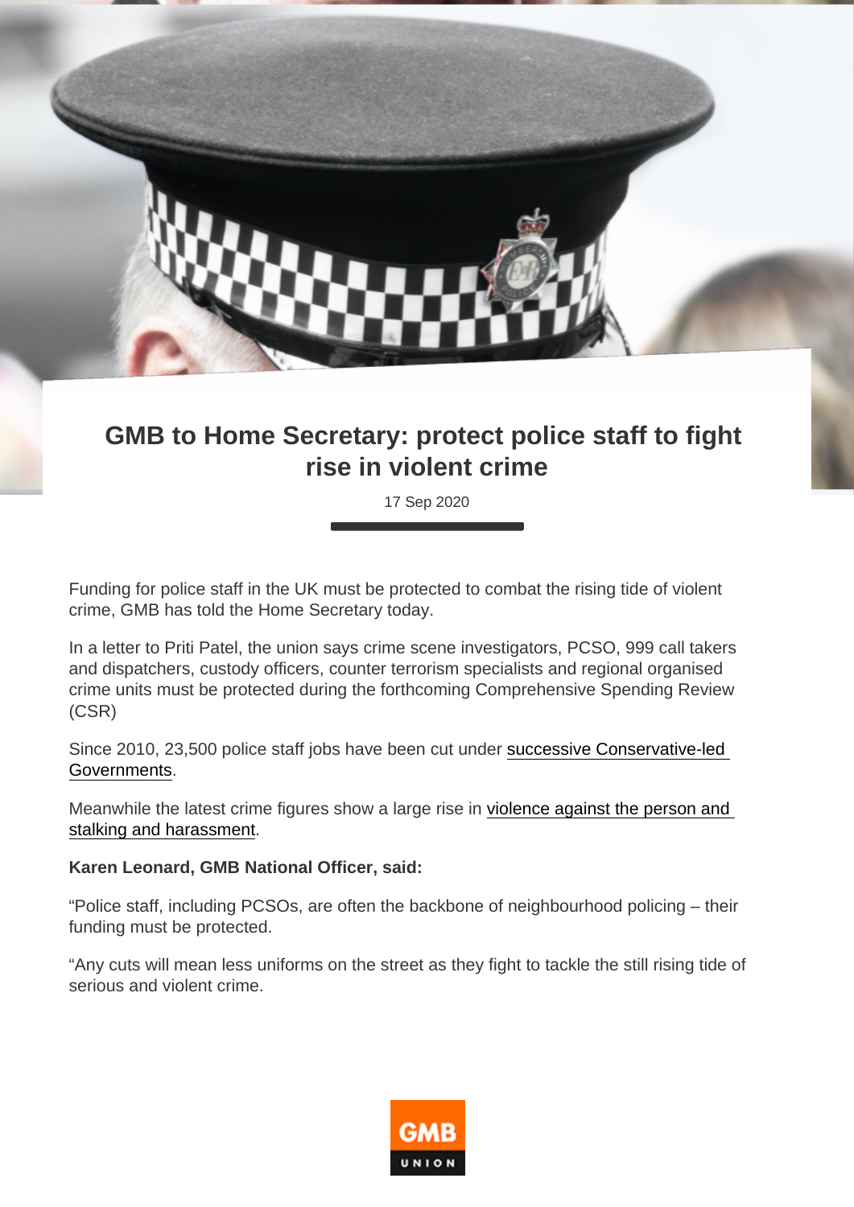# GMB to Home Secretary: protect police staff to fight rise in violent crime

17 Sep 2020

Funding for police staff in the UK must be protected to combat the rising tide of violent crime, GMB has told the Home Secretary today.

In a letter to Priti Patel, the union says crime scene investigators, PCSO, 999 call takers and dispatchers, custody officers, counter terrorism specialists and regional organised crime units must be protected during the forthcoming Comprehensive Spending Review (CSR)

Since 2010, 23,500 police staff jobs have been cut under successive Conservative-led Governments.

Meanwhile the latest crime figures show a large rise in violence against the person and stalking and harassment.

**Karen Leonard, GMB National Officer, said:**

"Police staff, including PCSOs, are often the backbone of neighbourhood policing – their funding must be protected.

"Any cuts will mean less uniforms on the street as they fight to tackle the still rising tide of serious and violent crime.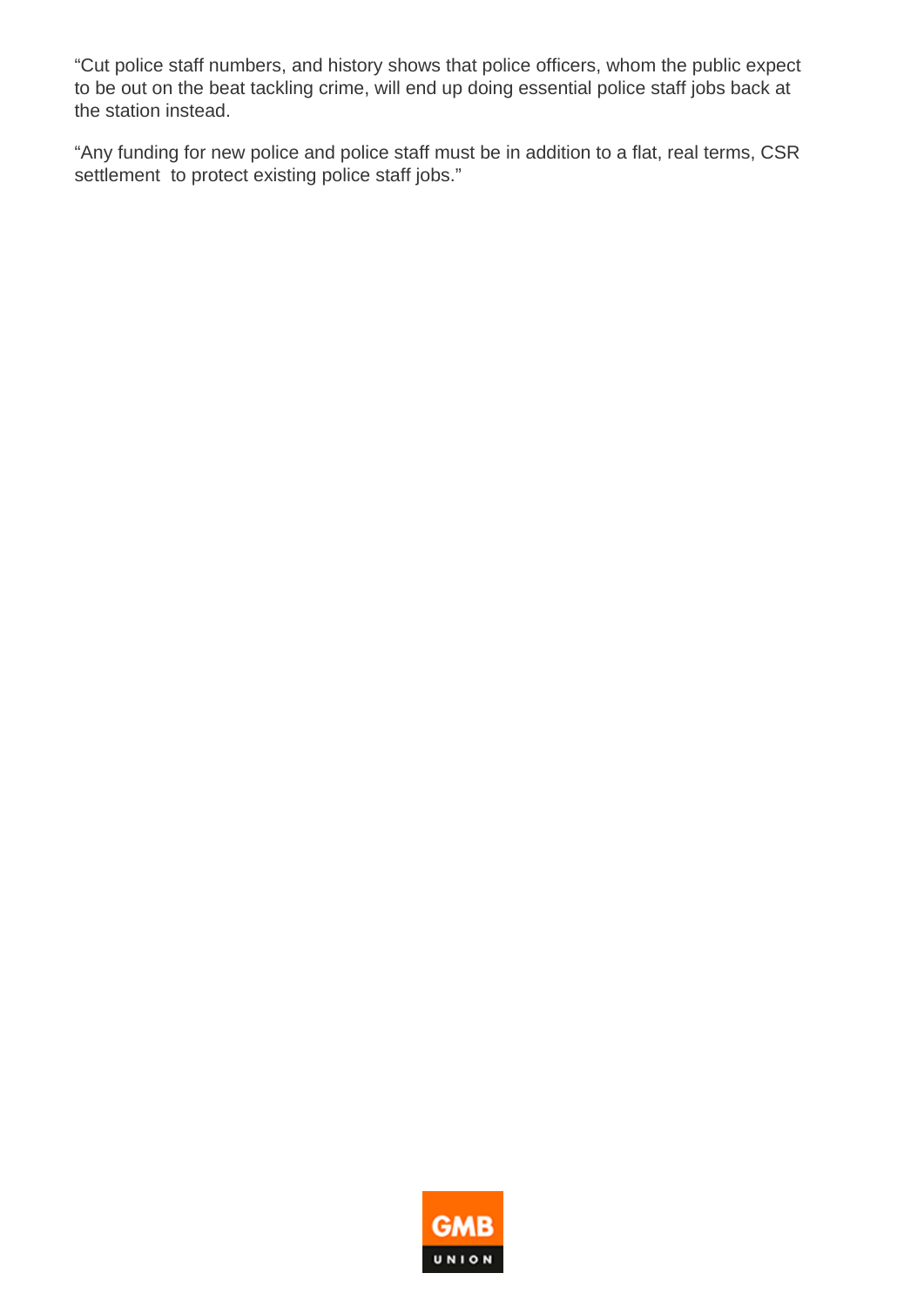"Cut police staff numbers, and history shows that police officers, whom the public expect to be out on the beat tackling crime, will end up doing essential police staff jobs back at the station instead.

"Any funding for new police and police staff must be in addition to a flat, real terms, CSR settlement to protect existing police staff jobs."